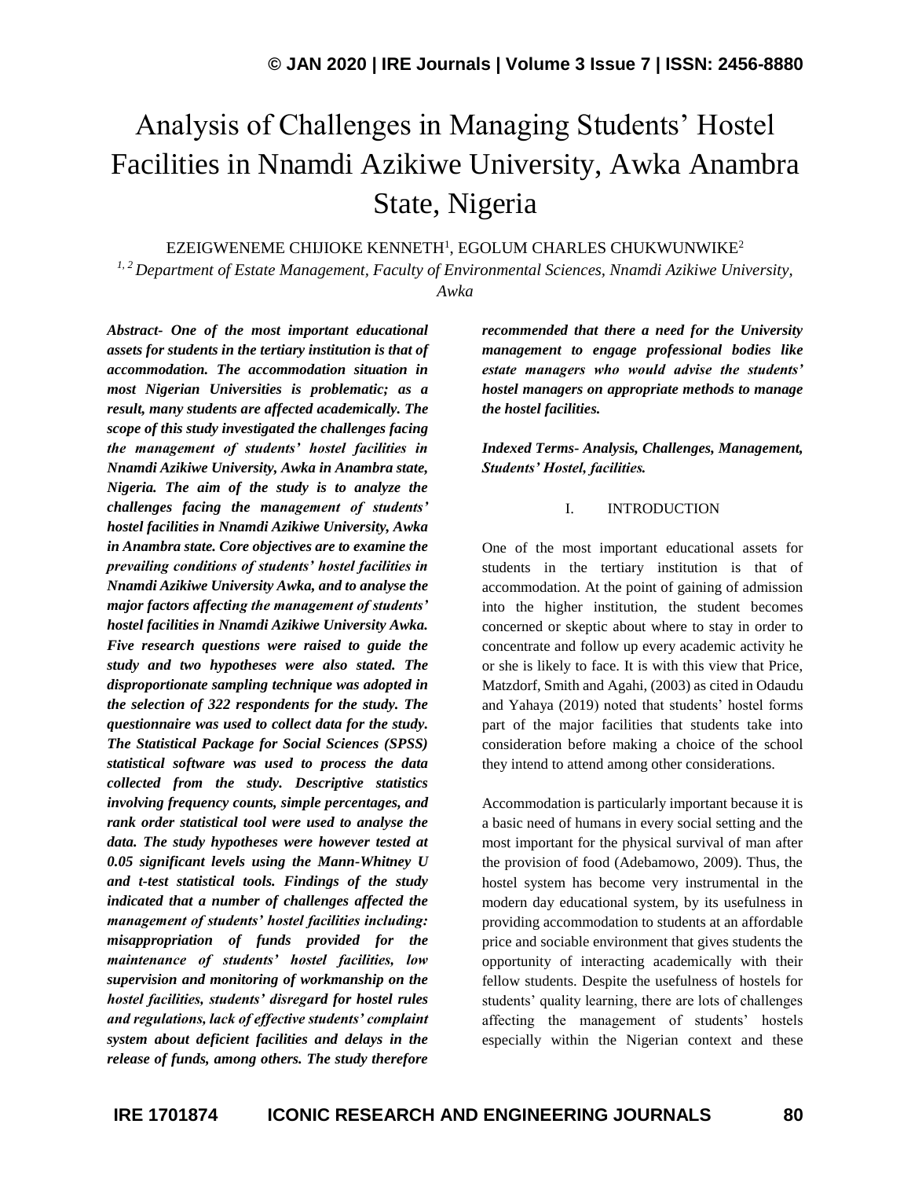# Analysis of Challenges in Managing Students' Hostel Facilities in Nnamdi Azikiwe University, Awka Anambra State, Nigeria

EZEIGWENEME CHIJIOKE KENNETH[1], EGOLUM CHARLES CHUKWUNWIKE[2]

[1, 2] *Department of Estate Management, Faculty of Environmental Sciences, Nnamdi Azikiwe University, Awka*

***Abstract-*** ***One of the most important educational assets for students in the tertiary institution is that of accommodation. The accommodation situation in most Nigerian Universities is problematic; as a result, many students are affected academically. The scope of this study investigated the challenges facing the management of students' hostel facilities in Nnamdi Azikiwe University, Awka in Anambra state, Nigeria. The aim of the study is to analyze the challenges facing the management of students' hostel facilities in Nnamdi Azikiwe University, Awka in Anambra state. Core objectives are to examine the prevailing conditions of students' hostel facilities in Nnamdi Azikiwe University Awka, and to analyse the major factors affecting the management of students' hostel facilities in Nnamdi Azikiwe University Awka. Five research questions were raised to guide the study and two hypotheses were also stated. The disproportionate sampling technique was adopted in the selection of 322 respondents for the study. The questionnaire was used to collect data for the study. The Statistical Package for Social Sciences (SPSS) statistical software was used to process the data collected from the study. Descriptive statistics involving frequency counts, simple percentages, and rank order statistical tool were used to analyse the data. The study hypotheses were however tested at 0.05 significant levels using the Mann-Whitney U and t-test statistical tools. Findings of the study indicated that a number of challenges affected the management of students' hostel facilities including: misappropriation of funds provided for the maintenance of students' hostel facilities, low supervision and monitoring of workmanship on the hostel facilities, students' disregard for hostel rules and regulations, lack of effective students' complaint system about deficient facilities and delays in the release of funds, among others. The study therefore recommended that there a need for the University management to engage professional bodies like estate managers who would advise the students' hostel managers on appropriate methods to manage the hostel facilities.***

***Indexed Terms-*** ***Analysis, Challenges, Management, Students' Hostel, facilities.***

## I. INTRODUCTION

One of the most important educational assets for students in the tertiary institution is that of accommodation. At the point of gaining of admission into the higher institution, the student becomes concerned or skeptic about where to stay in order to concentrate and follow up every academic activity he or she is likely to face. It is with this view that Price, Matzdorf, Smith and Agahi, (2003) as cited in Odaudu and Yahaya (2019) noted that students' hostel forms part of the major facilities that students take into consideration before making a choice of the school they intend to attend among other considerations.

Accommodation is particularly important because it is a basic need of humans in every social setting and the most important for the physical survival of man after the provision of food (Adebamowo, 2009). Thus, the hostel system has become very instrumental in the modern day educational system, by its usefulness in providing accommodation to students at an affordable price and sociable environment that gives students the opportunity of interacting academically with their fellow students. Despite the usefulness of hostels for students' quality learning, there are lots of challenges affecting the management of students' hostels especially within the Nigerian context and these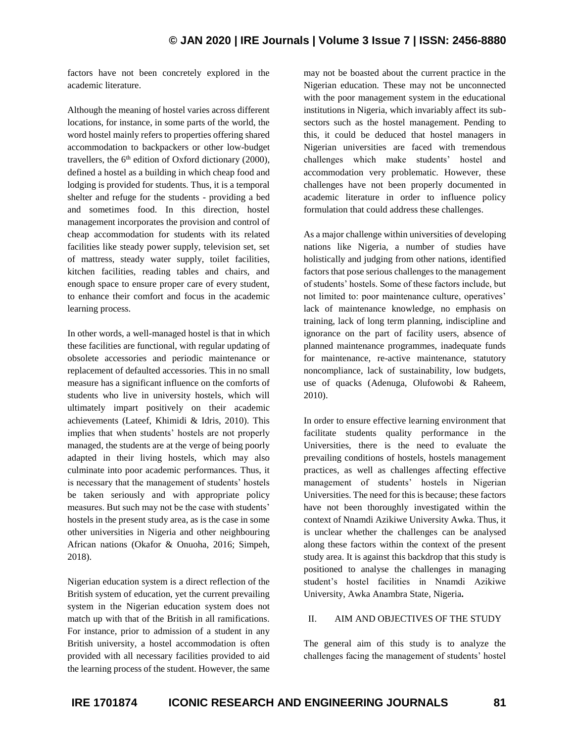factors have not been concretely explored in the academic literature.

Although the meaning of hostel varies across different locations, for instance, in some parts of the world, the word hostel mainly refers to properties offering shared accommodation to backpackers or other low-budget travellers, the 6th edition of Oxford dictionary (2000), defined a hostel as a building in which cheap food and lodging is provided for students. Thus, it is a temporal shelter and refuge for the students - providing a bed and sometimes food. In this direction, hostel management incorporates the provision and control of cheap accommodation for students with its related facilities like steady power supply, television set, set of mattress, steady water supply, toilet facilities, kitchen facilities, reading tables and chairs, and enough space to ensure proper care of every student, to enhance their comfort and focus in the academic learning process.

In other words, a well-managed hostel is that in which these facilities are functional, with regular updating of obsolete accessories and periodic maintenance or replacement of defaulted accessories. This in no small measure has a significant influence on the comforts of students who live in university hostels, which will ultimately impart positively on their academic achievements (Lateef, Khimidi & Idris, 2010). This implies that when students' hostels are not properly managed, the students are at the verge of being poorly adapted in their living hostels, which may also culminate into poor academic performances. Thus, it is necessary that the management of students' hostels be taken seriously and with appropriate policy measures. But such may not be the case with students' hostels in the present study area, as is the case in some other universities in Nigeria and other neighbouring African nations (Okafor & Onuoha, 2016; Simpeh, 2018).

Nigerian education system is a direct reflection of the British system of education, yet the current prevailing system in the Nigerian education system does not match up with that of the British in all ramifications. For instance, prior to admission of a student in any British university, a hostel accommodation is often provided with all necessary facilities provided to aid the learning process of the student. However, the same may not be boasted about the current practice in the Nigerian education. These may not be unconnected with the poor management system in the educational institutions in Nigeria, which invariably affect its sub-sectors such as the hostel management. Pending to this, it could be deduced that hostel managers in Nigerian universities are faced with tremendous challenges which make students' hostel and accommodation very problematic. However, these challenges have not been properly documented in academic literature in order to influence policy formulation that could address these challenges.

As a major challenge within universities of developing nations like Nigeria, a number of studies have holistically and judging from other nations, identified factors that pose serious challenges to the management of students' hostels. Some of these factors include, but not limited to: poor maintenance culture, operatives' lack of maintenance knowledge, no emphasis on training, lack of long term planning, indiscipline and ignorance on the part of facility users, absence of planned maintenance programmes, inadequate funds for maintenance, re-active maintenance, statutory noncompliance, lack of sustainability, low budgets, use of quacks (Adenuga, Olufowobi & Raheem, 2010).

In order to ensure effective learning environment that facilitate students quality performance in the Universities, there is the need to evaluate the prevailing conditions of hostels, hostels management practices, as well as challenges affecting effective management of students' hostels in Nigerian Universities. The need for this is because; these factors have not been thoroughly investigated within the context of Nnamdi Azikiwe University Awka. Thus, it is unclear whether the challenges can be analysed along these factors within the context of the present study area. It is against this backdrop that this study is positioned to analyse the challenges in managing student's hostel facilities in Nnamdi Azikiwe University, Awka Anambra State, Nigeria**.**

## II. AIM AND OBJECTIVES OF THE STUDY

The general aim of this study is to analyze the challenges facing the management of students' hostel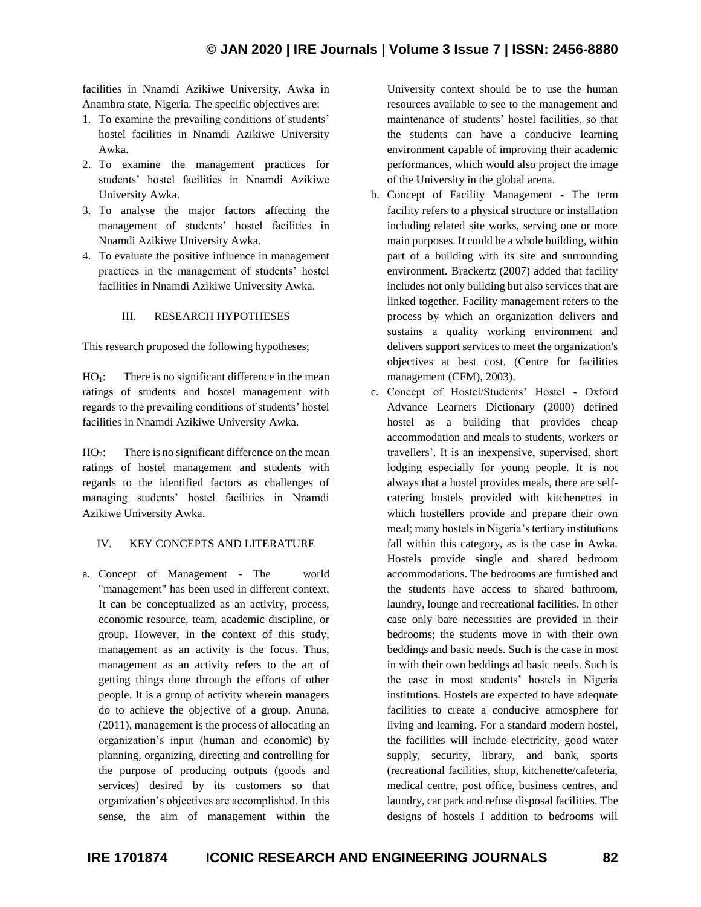facilities in Nnamdi Azikiwe University, Awka in Anambra state, Nigeria. The specific objectives are:

1. To examine the prevailing conditions of students' hostel facilities in Nnamdi Azikiwe University Awka.
2. To examine the management practices for students' hostel facilities in Nnamdi Azikiwe University Awka.
3. To analyse the major factors affecting the management of students' hostel facilities in Nnamdi Azikiwe University Awka.
4. To evaluate the positive influence in management practices in the management of students' hostel facilities in Nnamdi Azikiwe University Awka.

## III. RESEARCH HYPOTHESES

This research proposed the following hypotheses;

$HO_1$: There is no significant difference in the mean ratings of students and hostel management with regards to the prevailing conditions of students' hostel facilities in Nnamdi Azikiwe University Awka.

$HO_2$: There is no significant difference on the mean ratings of hostel management and students with regards to the identified factors as challenges of managing students' hostel facilities in Nnamdi Azikiwe University Awka.

## IV. KEY CONCEPTS AND LITERATURE

a. Concept of Management - The world "management" has been used in different context. It can be conceptualized as an activity, process, economic resource, team, academic discipline, or group. However, in the context of this study, management as an activity is the focus. Thus, management as an activity refers to the art of getting things done through the efforts of other people. It is a group of activity wherein managers do to achieve the objective of a group. Anuna, (2011), management is the process of allocating an organization's input (human and economic) by planning, organizing, directing and controlling for the purpose of producing outputs (goods and services) desired by its customers so that organization's objectives are accomplished. In this sense, the aim of management within the University context should be to use the human resources available to see to the management and maintenance of students' hostel facilities, so that the students can have a conducive learning environment capable of improving their academic performances, which would also project the image of the University in the global arena.

b. Concept of Facility Management - The term facility refers to a physical structure or installation including related site works, serving one or more main purposes. It could be a whole building, within part of a building with its site and surrounding environment. Brackertz (2007) added that facility includes not only building but also services that are linked together. Facility management refers to the process by which an organization delivers and sustains a quality working environment and delivers support services to meet the organization's objectives at best cost. (Centre for facilities management (CFM), 2003).

c. Concept of Hostel/Students' Hostel - Oxford Advance Learners Dictionary (2000) defined hostel as a building that provides cheap accommodation and meals to students, workers or travellers'. It is an inexpensive, supervised, short lodging especially for young people. It is not always that a hostel provides meals, there are self-catering hostels provided with kitchenettes in which hostellers provide and prepare their own meal; many hostels in Nigeria's tertiary institutions fall within this category, as is the case in Awka. Hostels provide single and shared bedroom accommodations. The bedrooms are furnished and the students have access to shared bathroom, laundry, lounge and recreational facilities. In other case only bare necessities are provided in their bedrooms; the students move in with their own beddings and basic needs. Such is the case in most in with their own beddings ad basic needs. Such is the case in most students' hostels in Nigeria institutions. Hostels are expected to have adequate facilities to create a conducive atmosphere for living and learning. For a standard modern hostel, the facilities will include electricity, good water supply, security, library, and bank, sports (recreational facilities, shop, kitchenette/cafeteria, medical centre, post office, business centres, and laundry, car park and refuse disposal facilities. The designs of hostels I addition to bedrooms will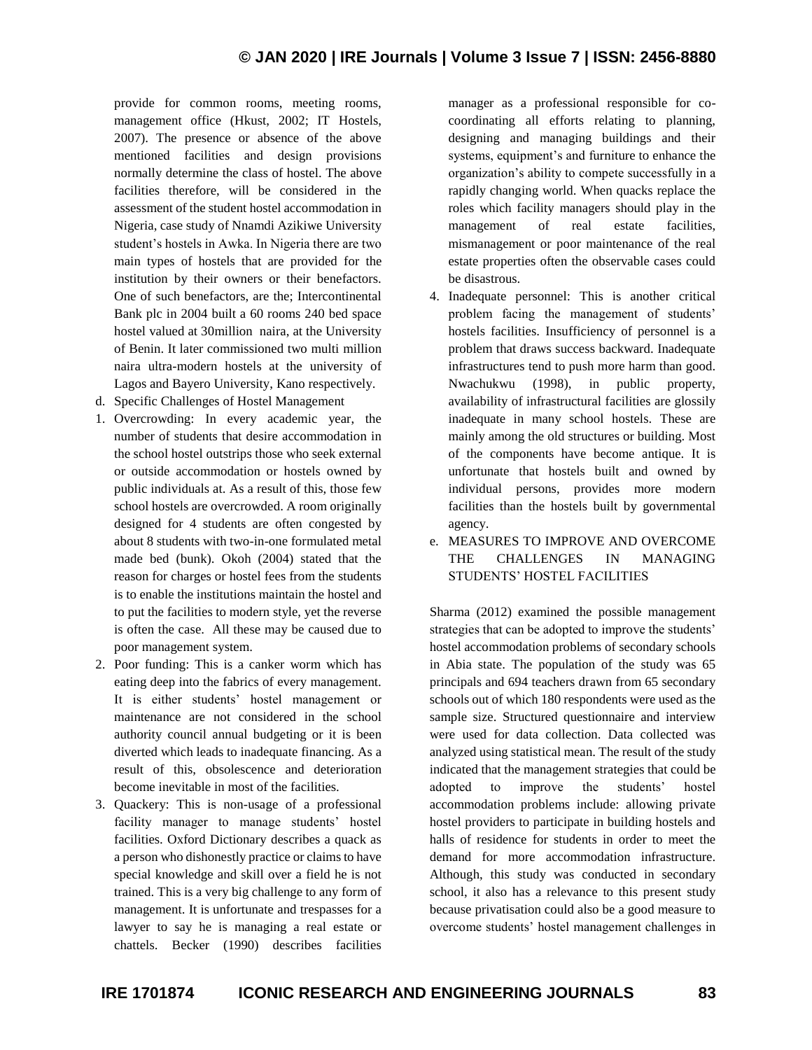provide for common rooms, meeting rooms, management office (Hkust, 2002; IT Hostels, 2007). The presence or absence of the above mentioned facilities and design provisions normally determine the class of hostel. The above facilities therefore, will be considered in the assessment of the student hostel accommodation in Nigeria, case study of Nnamdi Azikiwe University student's hostels in Awka. In Nigeria there are two main types of hostels that are provided for the institution by their owners or their benefactors. One of such benefactors, are the; Intercontinental Bank plc in 2004 built a 60 rooms 240 bed space hostel valued at 30million naira, at the University of Benin. It later commissioned two multi million naira ultra-modern hostels at the university of Lagos and Bayero University, Kano respectively.

d. Specific Challenges of Hostel Management

1. Overcrowding: In every academic year, the number of students that desire accommodation in the school hostel outstrips those who seek external or outside accommodation or hostels owned by public individuals at. As a result of this, those few school hostels are overcrowded. A room originally designed for 4 students are often congested by about 8 students with two-in-one formulated metal made bed (bunk). Okoh (2004) stated that the reason for charges or hostel fees from the students is to enable the institutions maintain the hostel and to put the facilities to modern style, yet the reverse is often the case. All these may be caused due to poor management system.
2. Poor funding: This is a canker worm which has eating deep into the fabrics of every management. It is either students' hostel management or maintenance are not considered in the school authority council annual budgeting or it is been diverted which leads to inadequate financing. As a result of this, obsolescence and deterioration become inevitable in most of the facilities.
3. Quackery: This is non-usage of a professional facility manager to manage students' hostel facilities. Oxford Dictionary describes a quack as a person who dishonestly practice or claims to have special knowledge and skill over a field he is not trained. This is a very big challenge to any form of management. It is unfortunate and trespasses for a lawyer to say he is managing a real estate or chattels. Becker (1990) describes facilities manager as a professional responsible for co-coordinating all efforts relating to planning, designing and managing buildings and their systems, equipment's and furniture to enhance the organization's ability to compete successfully in a rapidly changing world. When quacks replace the roles which facility managers should play in the management of real estate facilities, mismanagement or poor maintenance of the real estate properties often the observable cases could be disastrous.
4. Inadequate personnel: This is another critical problem facing the management of students' hostels facilities. Insufficiency of personnel is a problem that draws success backward. Inadequate infrastructures tend to push more harm than good. Nwachukwu (1998), in public property, availability of infrastructural facilities are glossily inadequate in many school hostels. These are mainly among the old structures or building. Most of the components have become antique. It is unfortunate that hostels built and owned by individual persons, provides more modern facilities than the hostels built by governmental agency.

e. MEASURES TO IMPROVE AND OVERCOME THE CHALLENGES IN MANAGING STUDENTS' HOSTEL FACILITIES

Sharma (2012) examined the possible management strategies that can be adopted to improve the students' hostel accommodation problems of secondary schools in Abia state. The population of the study was 65 principals and 694 teachers drawn from 65 secondary schools out of which 180 respondents were used as the sample size. Structured questionnaire and interview were used for data collection. Data collected was analyzed using statistical mean. The result of the study indicated that the management strategies that could be adopted to improve the students' hostel accommodation problems include: allowing private hostel providers to participate in building hostels and halls of residence for students in order to meet the demand for more accommodation infrastructure. Although, this study was conducted in secondary school, it also has a relevance to this present study because privatisation could also be a good measure to overcome students' hostel management challenges in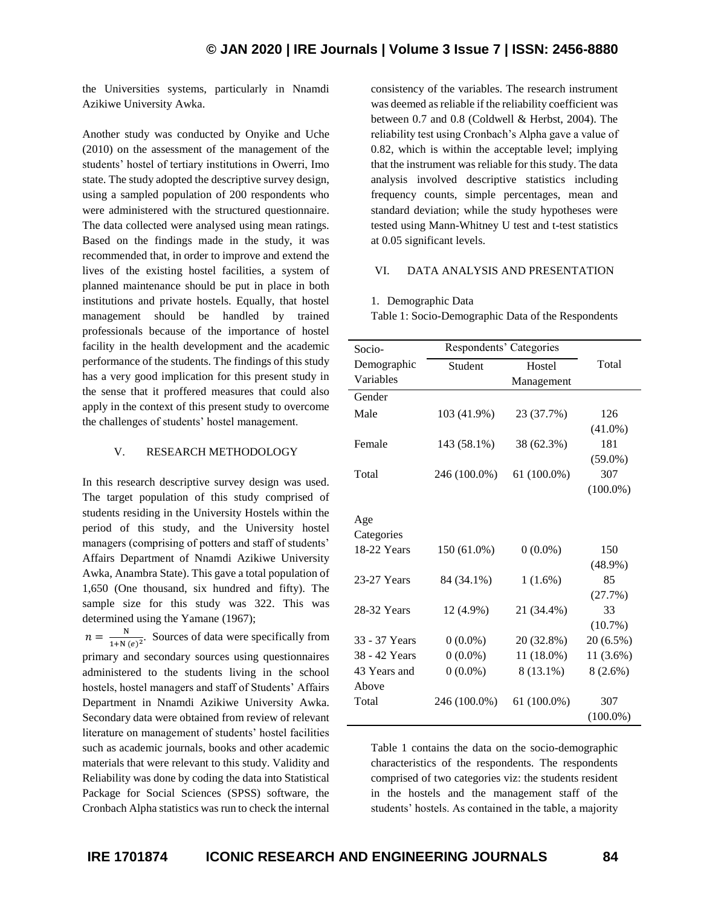the Universities systems, particularly in Nnamdi Azikiwe University Awka.

Another study was conducted by Onyike and Uche (2010) on the assessment of the management of the students' hostel of tertiary institutions in Owerri, Imo state. The study adopted the descriptive survey design, using a sampled population of 200 respondents who were administered with the structured questionnaire. The data collected were analysed using mean ratings. Based on the findings made in the study, it was recommended that, in order to improve and extend the lives of the existing hostel facilities, a system of planned maintenance should be put in place in both institutions and private hostels. Equally, that hostel management should be handled by trained professionals because of the importance of hostel facility in the health development and the academic performance of the students. The findings of this study has a very good implication for this present study in the sense that it proffered measures that could also apply in the context of this present study to overcome the challenges of students' hostel management.

## V. RESEARCH METHODOLOGY

In this research descriptive survey design was used. The target population of this study comprised of students residing in the University Hostels within the period of this study, and the University hostel managers (comprising of potters and staff of students' Affairs Department of Nnamdi Azikiwe University Awka, Anambra State). This gave a total population of 1,650 (One thousand, six hundred and fifty). The sample size for this study was 322. This was determined using the Yamane (1967);

$n = \frac{N}{1+N(e)^2}$. Sources of data were specifically from primary and secondary sources using questionnaires administered to the students living in the school hostels, hostel managers and staff of Students' Affairs Department in Nnamdi Azikiwe University Awka. Secondary data were obtained from review of relevant literature on management of students' hostel facilities such as academic journals, books and other academic materials that were relevant to this study. Validity and Reliability was done by coding the data into Statistical Package for Social Sciences (SPSS) software, the Cronbach Alpha statistics was run to check the internal consistency of the variables. The research instrument was deemed as reliable if the reliability coefficient was between 0.7 and 0.8 (Coldwell & Herbst, 2004). The reliability test using Cronbach's Alpha gave a value of 0.82, which is within the acceptable level; implying that the instrument was reliable for this study. The data analysis involved descriptive statistics including frequency counts, simple percentages, mean and standard deviation; while the study hypotheses were tested using Mann-Whitney U test and t-test statistics at 0.05 significant levels.

## VI. DATA ANALYSIS AND PRESENTATION

1. Demographic Data

Table 1: Socio-Demographic Data of the Respondents

| Socio-Demographic Variables | Respondents' Categories | | Total |
|---|---|---|---|
| | Student | Hostel Management | |
| **Gender** | | | |
| Male | 103 (41.9%) | 23 (37.7%) | 126 (41.0%) |
| Female | 143 (58.1%) | 38 (62.3%) | 181 (59.0%) |
| Total | 246 (100.0%) | 61 (100.0%) | 307 (100.0%) |
| **Age Categories** | | | |
| 18-22 Years | 150 (61.0%) | 0 (0.0%) | 150 (48.9%) |
| 23-27 Years | 84 (34.1%) | 1 (1.6%) | 85 (27.7%) |
| 28-32 Years | 12 (4.9%) | 21 (34.4%) | 33 (10.7%) |
| 33 - 37 Years | 0 (0.0%) | 20 (32.8%) | 20 (6.5%) |
| 38 - 42 Years | 0 (0.0%) | 11 (18.0%) | 11 (3.6%) |
| 43 Years and Above | 0 (0.0%) | 8 (13.1%) | 8 (2.6%) |
| Total | 246 (100.0%) | 61 (100.0%) | 307 (100.0%) |

Table 1 contains the data on the socio-demographic characteristics of the respondents. The respondents comprised of two categories viz: the students resident in the hostels and the management staff of the students' hostels. As contained in the table, a majority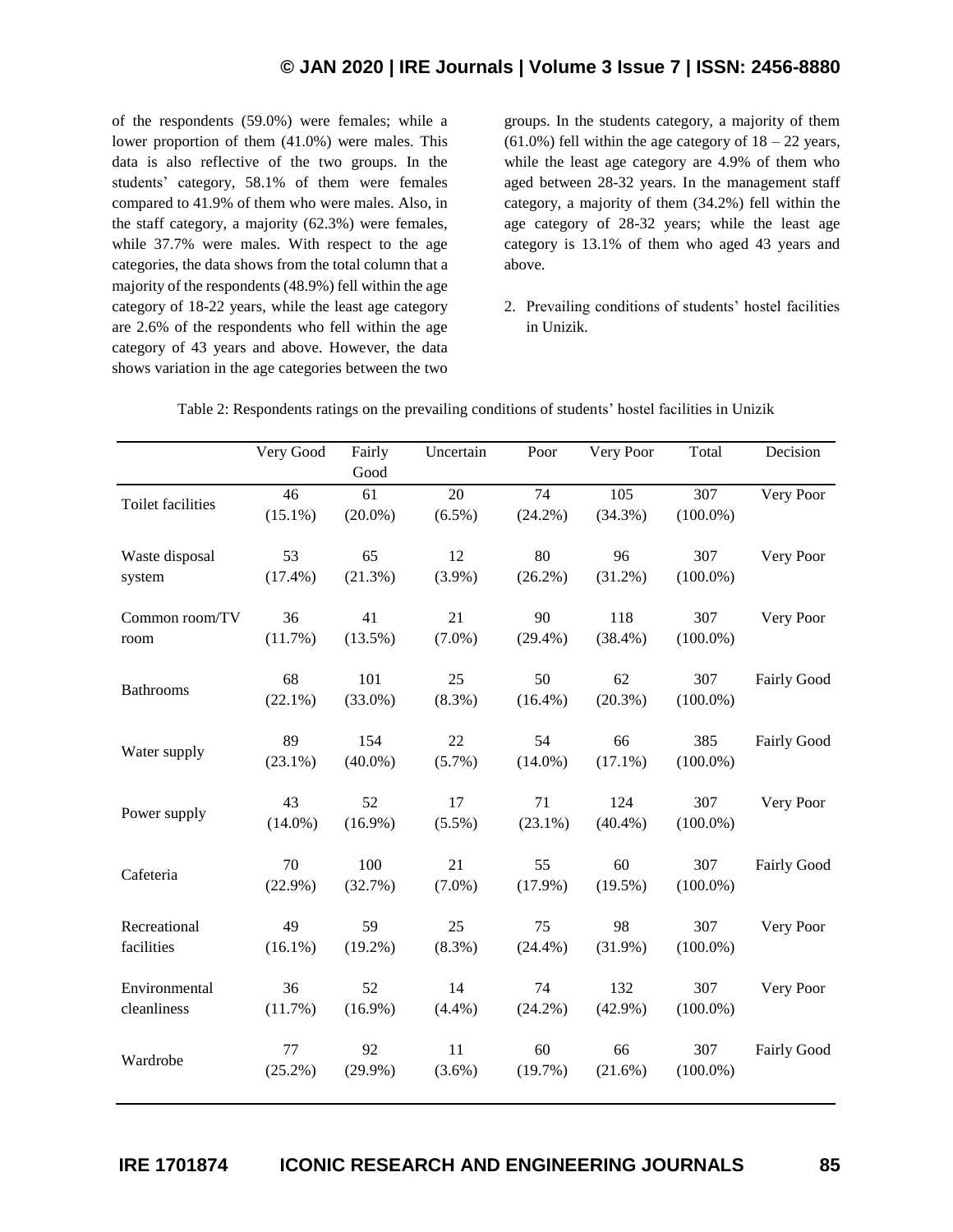of the respondents (59.0%) were females; while a lower proportion of them (41.0%) were males. This data is also reflective of the two groups. In the students' category, 58.1% of them were females compared to 41.9% of them who were males. Also, in the staff category, a majority (62.3%) were females, while 37.7% were males. With respect to the age categories, the data shows from the total column that a majority of the respondents (48.9%) fell within the age category of 18-22 years, while the least age category are 2.6% of the respondents who fell within the age category of 43 years and above. However, the data shows variation in the age categories between the two groups. In the students category, a majority of them (61.0%) fell within the age category of 18 – 22 years, while the least age category are 4.9% of them who aged between 28-32 years. In the management staff category, a majority of them (34.2%) fell within the age category of 28-32 years; while the least age category is 13.1% of them who aged 43 years and above.

2. Prevailing conditions of students' hostel facilities in Unizik.

Table 2: Respondents ratings on the prevailing conditions of students' hostel facilities in Unizik

| | Very Good | Fairly Good | Uncertain | Poor | Very Poor | Total | Decision |
|---|---|---|---|---|---|---|---|
| Toilet facilities | 46 (15.1%) | 61 (20.0%) | 20 (6.5%) | 74 (24.2%) | 105 (34.3%) | 307 (100.0%) | Very Poor |
| Waste disposal system | 53 (17.4%) | 65 (21.3%) | 12 (3.9%) | 80 (26.2%) | 96 (31.2%) | 307 (100.0%) | Very Poor |
| Common room/TV room | 36 (11.7%) | 41 (13.5%) | 21 (7.0%) | 90 (29.4%) | 118 (38.4%) | 307 (100.0%) | Very Poor |
| Bathrooms | 68 (22.1%) | 101 (33.0%) | 25 (8.3%) | 50 (16.4%) | 62 (20.3%) | 307 (100.0%) | Fairly Good |
| Water supply | 89 (23.1%) | 154 (40.0%) | 22 (5.7%) | 54 (14.0%) | 66 (17.1%) | 385 (100.0%) | Fairly Good |
| Power supply | 43 (14.0%) | 52 (16.9%) | 17 (5.5%) | 71 (23.1%) | 124 (40.4%) | 307 (100.0%) | Very Poor |
| Cafeteria | 70 (22.9%) | 100 (32.7%) | 21 (7.0%) | 55 (17.9%) | 60 (19.5%) | 307 (100.0%) | Fairly Good |
| Recreational facilities | 49 (16.1%) | 59 (19.2%) | 25 (8.3%) | 75 (24.4%) | 98 (31.9%) | 307 (100.0%) | Very Poor |
| Environmental cleanliness | 36 (11.7%) | 52 (16.9%) | 14 (4.4%) | 74 (24.2%) | 132 (42.9%) | 307 (100.0%) | Very Poor |
| Wardrobe | 77 (25.2%) | 92 (29.9%) | 11 (3.6%) | 60 (19.7%) | 66 (21.6%) | 307 (100.0%) | Fairly Good |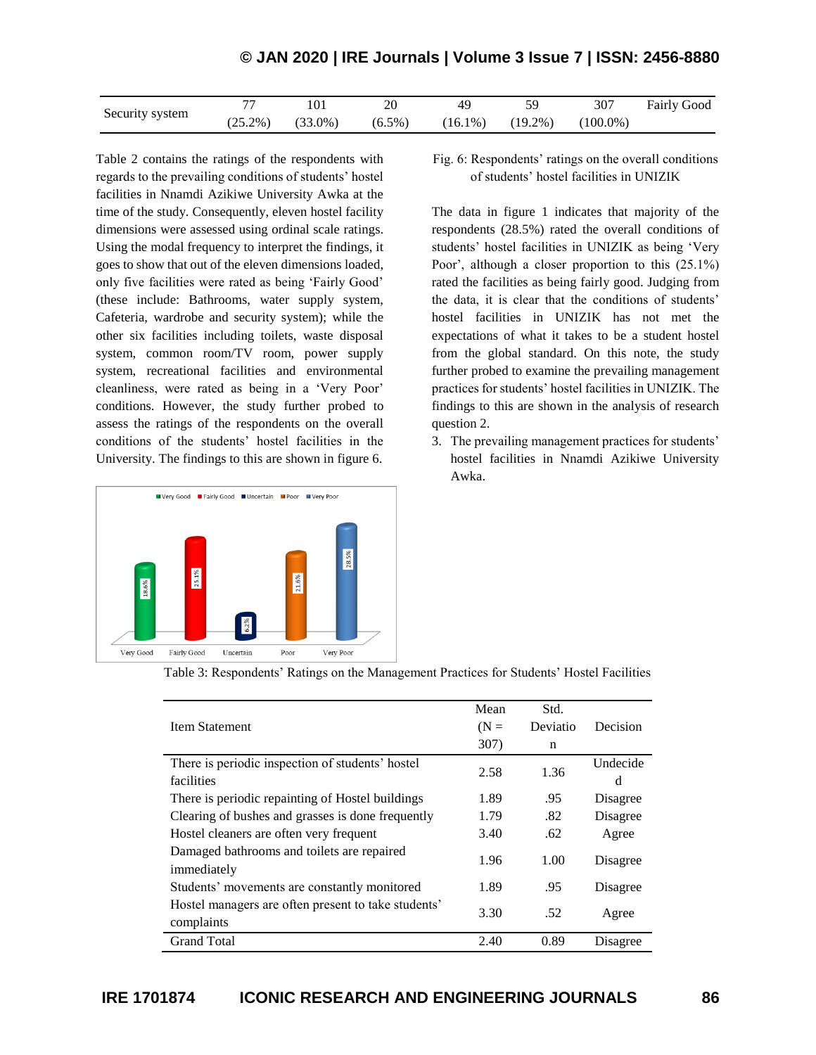| Security system | 77 (25.2%) | 101 (33.0%) | 20 (6.5%) | 49 (16.1%) | 59 (19.2%) | 307 (100.0%) | Fairly Good |
|---|---|---|---|---|---|---|---|

Table 2 contains the ratings of the respondents with regards to the prevailing conditions of students' hostel facilities in Nnamdi Azikiwe University Awka at the time of the study. Consequently, eleven hostel facility dimensions were assessed using ordinal scale ratings. Using the modal frequency to interpret the findings, it goes to show that out of the eleven dimensions loaded, only five facilities were rated as being 'Fairly Good' (these include: Bathrooms, water supply system, Cafeteria, wardrobe and security system); while the other six facilities including toilets, waste disposal system, common room/TV room, power supply system, recreational facilities and environmental cleanliness, were rated as being in a 'Very Poor' conditions. However, the study further probed to assess the ratings of the respondents on the overall conditions of the students' hostel facilities in the University. The findings to this are shown in figure 6.

Fig. 6: Respondents' ratings on the overall conditions of students' hostel facilities in UNIZIK

The data in figure 1 indicates that majority of the respondents (28.5%) rated the overall conditions of students' hostel facilities in UNIZIK as being 'Very Poor', although a closer proportion to this (25.1%) rated the facilities as being fairly good. Judging from the data, it is clear that the conditions of students' hostel facilities in UNIZIK has not met the expectations of what it takes to be a student hostel from the global standard. On this note, the study further probed to examine the prevailing management practices for students' hostel facilities in UNIZIK. The findings to this are shown in the analysis of research question 2.

3. The prevailing management practices for students' hostel facilities in Nnamdi Azikiwe University Awka.

Table 3: Respondents' Ratings on the Management Practices for Students' Hostel Facilities

| Item Statement | Mean (N = 307) | Std. Deviation | Decision |
|---|---|---|---|
| There is periodic inspection of students' hostel facilities | 2.58 | 1.36 | Undecided |
| There is periodic repainting of Hostel buildings | 1.89 | .95 | Disagree |
| Clearing of bushes and grasses is done frequently | 1.79 | .82 | Disagree |
| Hostel cleaners are often very frequent | 3.40 | .62 | Agree |
| Damaged bathrooms and toilets are repaired immediately | 1.96 | 1.00 | Disagree |
| Students' movements are constantly monitored | 1.89 | .95 | Disagree |
| Hostel managers are often present to take students' complaints | 3.30 | .52 | Agree |
| Grand Total | 2.40 | 0.89 | Disagree |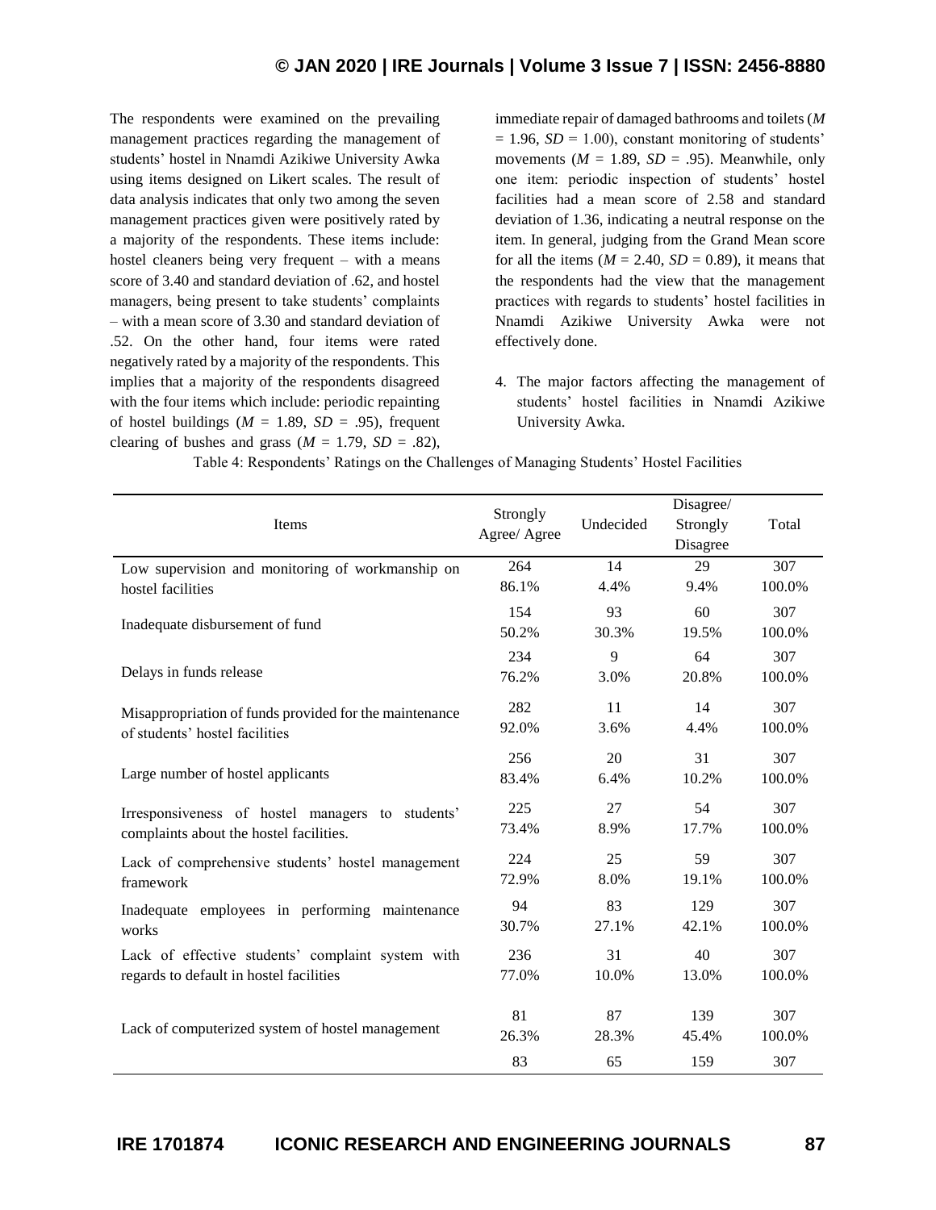The respondents were examined on the prevailing management practices regarding the management of students' hostel in Nnamdi Azikiwe University Awka using items designed on Likert scales. The result of data analysis indicates that only two among the seven management practices given were positively rated by a majority of the respondents. These items include: hostel cleaners being very frequent – with a means score of 3.40 and standard deviation of .62, and hostel managers, being present to take students' complaints – with a mean score of 3.30 and standard deviation of .52. On the other hand, four items were rated negatively rated by a majority of the respondents. This implies that a majority of the respondents disagreed with the four items which include: periodic repainting of hostel buildings ($M$ = 1.89, $SD$ = .95), frequent clearing of bushes and grass ($M$ = 1.79, $SD$ = .82), immediate repair of damaged bathrooms and toilets ($M$ = 1.96, $SD$ = 1.00), constant monitoring of students' movements ($M$ = 1.89, $SD$ = .95). Meanwhile, only one item: periodic inspection of students' hostel facilities had a mean score of 2.58 and standard deviation of 1.36, indicating a neutral response on the item. In general, judging from the Grand Mean score for all the items ($M$ = 2.40, $SD$ = 0.89), it means that the respondents had the view that the management practices with regards to students' hostel facilities in Nnamdi Azikiwe University Awka were not effectively done.

4. The major factors affecting the management of students' hostel facilities in Nnamdi Azikiwe University Awka.

Table 4: Respondents' Ratings on the Challenges of Managing Students' Hostel Facilities

| Items | Strongly Agree/ Agree | Undecided | Disagree/ Strongly Disagree | Total |
|---|---|---|---|---|
| Low supervision and monitoring of workmanship on hostel facilities | 264<br>86.1% | 14<br>4.4% | 29<br>9.4% | 307<br>100.0% |
| Inadequate disbursement of fund | 154<br>50.2% | 93<br>30.3% | 60<br>19.5% | 307<br>100.0% |
| Delays in funds release | 234<br>76.2% | 9<br>3.0% | 64<br>20.8% | 307<br>100.0% |
| Misappropriation of funds provided for the maintenance of students' hostel facilities | 282<br>92.0% | 11<br>3.6% | 14<br>4.4% | 307<br>100.0% |
| Large number of hostel applicants | 256<br>83.4% | 20<br>6.4% | 31<br>10.2% | 307<br>100.0% |
| Irresponsiveness of hostel managers to students' complaints about the hostel facilities. | 225<br>73.4% | 27<br>8.9% | 54<br>17.7% | 307<br>100.0% |
| Lack of comprehensive students' hostel management framework | 224<br>72.9% | 25<br>8.0% | 59<br>19.1% | 307<br>100.0% |
| Inadequate employees in performing maintenance works | 94<br>30.7% | 83<br>27.1% | 129<br>42.1% | 307<br>100.0% |
| Lack of effective students' complaint system with regards to default in hostel facilities | 236<br>77.0% | 31<br>10.0% | 40<br>13.0% | 307<br>100.0% |
| Lack of computerized system of hostel management | 81<br>26.3% | 87<br>28.3% | 139<br>45.4% | 307<br>100.0% |
| | 83 | 65 | 159 | 307 |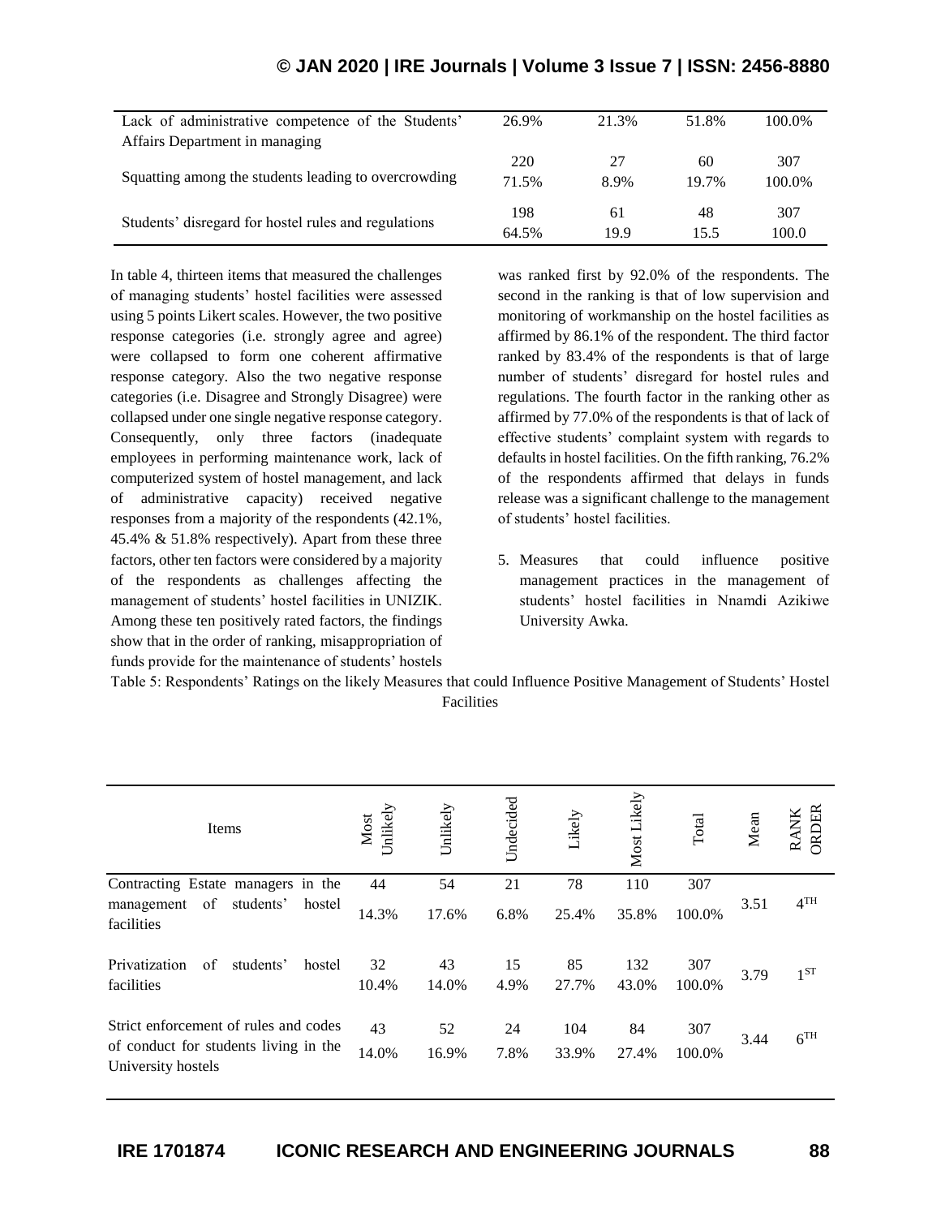| | | | |
|---|---|---|---|
| Lack of administrative competence of the Students' Affairs Department in managing | 26.9% | 21.3% | 51.8% | 100.0% |
| Squatting among the students leading to overcrowding | 220<br>71.5% | 27<br>8.9% | 60<br>19.7% | 307<br>100.0% |
| Students' disregard for hostel rules and regulations | 198<br>64.5% | 61<br>19.9 | 48<br>15.5 | 307<br>100.0 |

In table 4, thirteen items that measured the challenges of managing students' hostel facilities were assessed using 5 points Likert scales. However, the two positive response categories (i.e. strongly agree and agree) were collapsed to form one coherent affirmative response category. Also the two negative response categories (i.e. Disagree and Strongly Disagree) were collapsed under one single negative response category. Consequently, only three factors (inadequate employees in performing maintenance work, lack of computerized system of hostel management, and lack of administrative capacity) received negative responses from a majority of the respondents (42.1%, 45.4% & 51.8% respectively). Apart from these three factors, other ten factors were considered by a majority of the respondents as challenges affecting the management of students' hostel facilities in UNIZIK. Among these ten positively rated factors, the findings show that in the order of ranking, misappropriation of funds provide for the maintenance of students' hostels was ranked first by 92.0% of the respondents. The second in the ranking is that of low supervision and monitoring of workmanship on the hostel facilities as affirmed by 86.1% of the respondent. The third factor ranked by 83.4% of the respondents is that of large number of students' disregard for hostel rules and regulations. The fourth factor in the ranking other as affirmed by 77.0% of the respondents is that of lack of effective students' complaint system with regards to defaults in hostel facilities. On the fifth ranking, 76.2% of the respondents affirmed that delays in funds release was a significant challenge to the management of students' hostel facilities.

5. Measures that could influence positive management practices in the management of students' hostel facilities in Nnamdi Azikiwe University Awka.

Table 5: Respondents' Ratings on the likely Measures that could Influence Positive Management of Students' Hostel Facilities

| Items | Most Unlikely | Unlikely | Undecided | Likely | Most Likely | Total | Mean | RANK ORDER |
|---|---|---|---|---|---|---|---|---|
| Contracting Estate managers in the management of students' hostel facilities | 44<br>14.3% | 54<br>17.6% | 21<br>6.8% | 78<br>25.4% | 110<br>35.8% | 307<br>100.0% | 3.51 | 4TH |
| Privatization of students' hostel facilities | 32<br>10.4% | 43<br>14.0% | 15<br>4.9% | 85<br>27.7% | 132<br>43.0% | 307<br>100.0% | 3.79 | 1ST |
| Strict enforcement of rules and codes of conduct for students living in the University hostels | 43<br>14.0% | 52<br>16.9% | 24<br>7.8% | 104<br>33.9% | 84<br>27.4% | 307<br>100.0% | 3.44 | 6TH |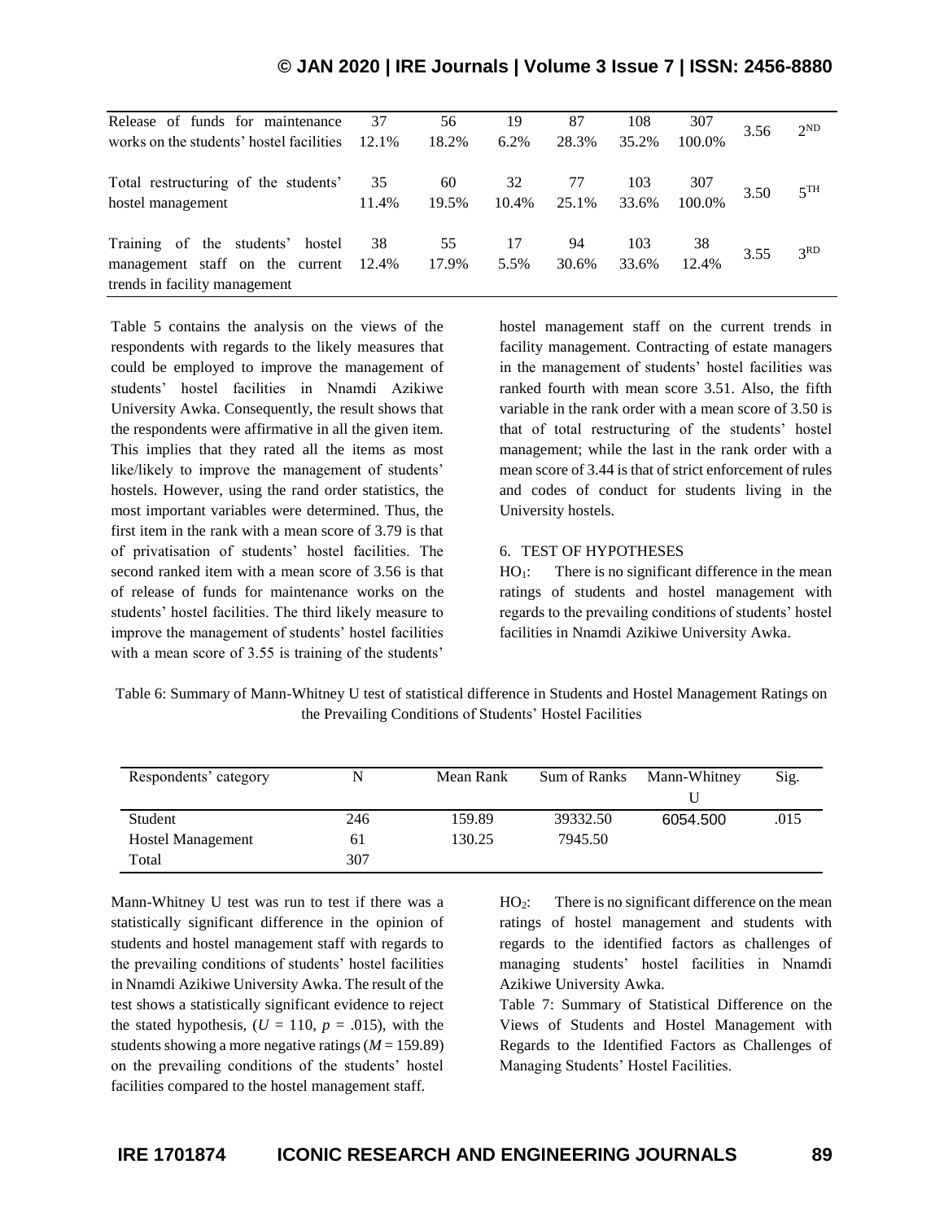| | | | | | | | | |
|---|---|---|---|---|---|---|---|---|
| Release of funds for maintenance works on the students' hostel facilities | 37<br>12.1% | 56<br>18.2% | 19<br>6.2% | 87<br>28.3% | 108<br>35.2% | 307<br>100.0% | 3.56 | 2ND |
| Total restructuring of the students' hostel management | 35<br>11.4% | 60<br>19.5% | 32<br>10.4% | 77<br>25.1% | 103<br>33.6% | 307<br>100.0% | 3.50 | 5TH |
| Training of the students' hostel management staff on the current trends in facility management | 38<br>12.4% | 55<br>17.9% | 17<br>5.5% | 94<br>30.6% | 103<br>33.6% | 38<br>12.4% | 3.55 | 3RD |

Table 5 contains the analysis on the views of the respondents with regards to the likely measures that could be employed to improve the management of students' hostel facilities in Nnamdi Azikiwe University Awka. Consequently, the result shows that the respondents were affirmative in all the given item. This implies that they rated all the items as most like/likely to improve the management of students' hostels. However, using the rand order statistics, the most important variables were determined. Thus, the first item in the rank with a mean score of 3.79 is that of privatisation of students' hostel facilities. The second ranked item with a mean score of 3.56 is that of release of funds for maintenance works on the students' hostel facilities. The third likely measure to improve the management of students' hostel facilities with a mean score of 3.55 is training of the students' hostel management staff on the current trends in facility management. Contracting of estate managers in the management of students' hostel facilities was ranked fourth with mean score 3.51. Also, the fifth variable in the rank order with a mean score of 3.50 is that of total restructuring of the students' hostel management; while the last in the rank order with a mean score of 3.44 is that of strict enforcement of rules and codes of conduct for students living in the University hostels.

## 6. TEST OF HYPOTHESES

$HO_1$: There is no significant difference in the mean ratings of students and hostel management with regards to the prevailing conditions of students' hostel facilities in Nnamdi Azikiwe University Awka.

Table 6: Summary of Mann-Whitney U test of statistical difference in Students and Hostel Management Ratings on the Prevailing Conditions of Students' Hostel Facilities

| Respondents' category | N | Mean Rank | Sum of Ranks | Mann-Whitney U | Sig. |
|---|---|---|---|---|---|
| Student | 246 | 159.89 | 39332.50 | 6054.500 | .015 |
| Hostel Management | 61 | 130.25 | 7945.50 | | |
| Total | 307 | | | | |

Mann-Whitney U test was run to test if there was a statistically significant difference in the opinion of students and hostel management staff with regards to the prevailing conditions of students' hostel facilities in Nnamdi Azikiwe University Awka. The result of the test shows a statistically significant evidence to reject the stated hypothesis, ($U$ = 110, $p$ = .015), with the students showing a more negative ratings ($M$ = 159.89) on the prevailing conditions of the students' hostel facilities compared to the hostel management staff.

$HO_2$: There is no significant difference on the mean ratings of hostel management and students with regards to the identified factors as challenges of managing students' hostel facilities in Nnamdi Azikiwe University Awka.

Table 7: Summary of Statistical Difference on the Views of Students and Hostel Management with Regards to the Identified Factors as Challenges of Managing Students' Hostel Facilities.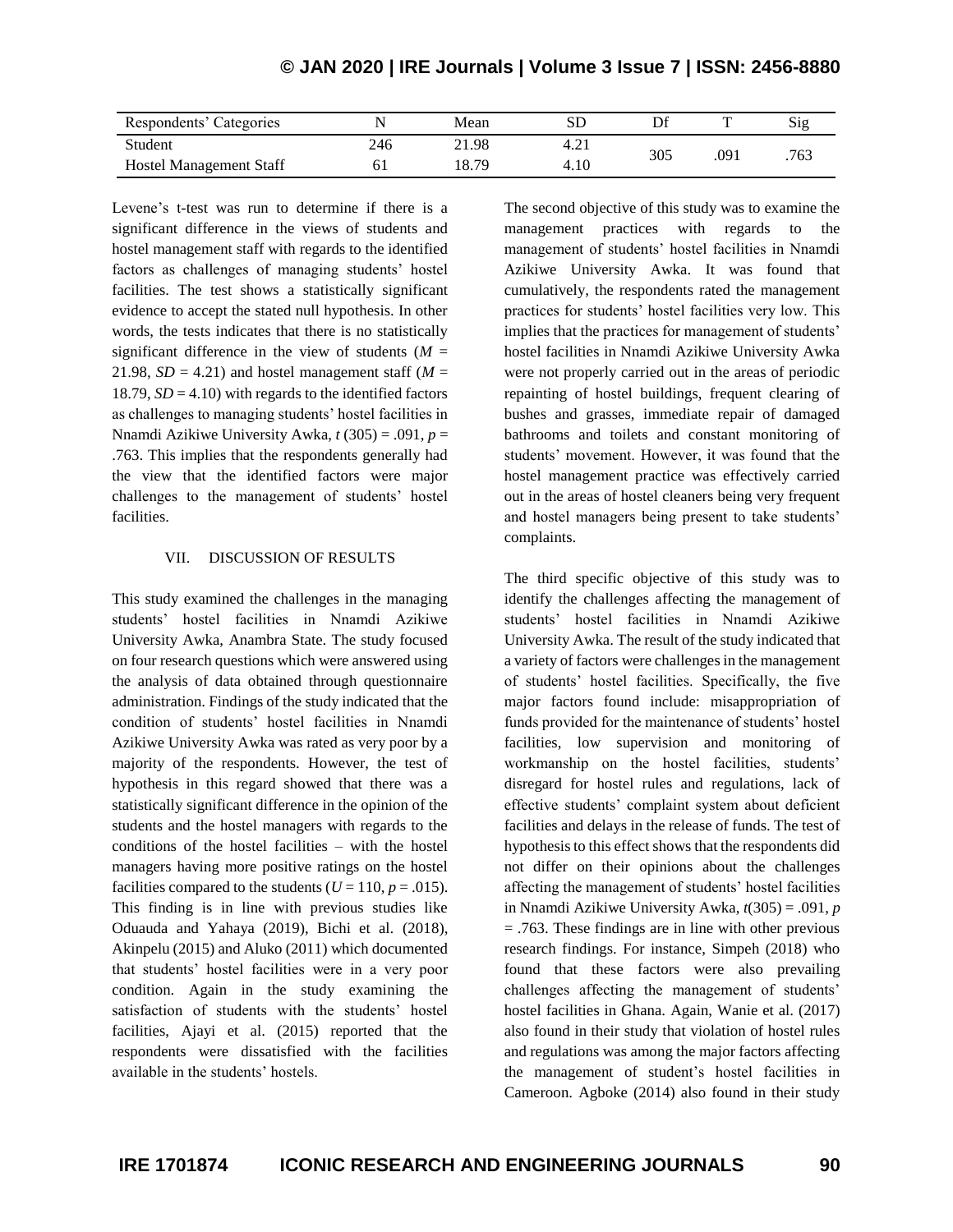| Respondents' Categories | N | Mean | SD | Df | T | Sig |
|---|---|---|---|---|---|---|
| Student | 246 | 21.98 | 4.21 | 305 | .091 | .763 |
| Hostel Management Staff | 61 | 18.79 | 4.10 | | | |

Levene's t-test was run to determine if there is a significant difference in the views of students and hostel management staff with regards to the identified factors as challenges of managing students' hostel facilities. The test shows a statistically significant evidence to accept the stated null hypothesis. In other words, the tests indicates that there is no statistically significant difference in the view of students ($M$ = 21.98, $SD$ = 4.21) and hostel management staff ($M$ = 18.79, $SD$ = 4.10) with regards to the identified factors as challenges to managing students' hostel facilities in Nnamdi Azikiwe University Awka, $t$ (305) = .091, $p$ = .763. This implies that the respondents generally had the view that the identified factors were major challenges to the management of students' hostel facilities.

## VII. DISCUSSION OF RESULTS

This study examined the challenges in the managing students' hostel facilities in Nnamdi Azikiwe University Awka, Anambra State. The study focused on four research questions which were answered using the analysis of data obtained through questionnaire administration. Findings of the study indicated that the condition of students' hostel facilities in Nnamdi Azikiwe University Awka was rated as very poor by a majority of the respondents. However, the test of hypothesis in this regard showed that there was a statistically significant difference in the opinion of the students and the hostel managers with regards to the conditions of the hostel facilities – with the hostel managers having more positive ratings on the hostel facilities compared to the students ($U$ = 110, $p$ = .015). This finding is in line with previous studies like Oduauda and Yahaya (2019), Bichi et al. (2018), Akinpelu (2015) and Aluko (2011) which documented that students' hostel facilities were in a very poor condition. Again in the study examining the satisfaction of students with the students' hostel facilities, Ajayi et al. (2015) reported that the respondents were dissatisfied with the facilities available in the students' hostels.

The second objective of this study was to examine the management practices with regards to the management of students' hostel facilities in Nnamdi Azikiwe University Awka. It was found that cumulatively, the respondents rated the management practices for students' hostel facilities very low. This implies that the practices for management of students' hostel facilities in Nnamdi Azikiwe University Awka were not properly carried out in the areas of periodic repainting of hostel buildings, frequent clearing of bushes and grasses, immediate repair of damaged bathrooms and toilets and constant monitoring of students' movement. However, it was found that the hostel management practice was effectively carried out in the areas of hostel cleaners being very frequent and hostel managers being present to take students' complaints.

The third specific objective of this study was to identify the challenges affecting the management of students' hostel facilities in Nnamdi Azikiwe University Awka. The result of the study indicated that a variety of factors were challenges in the management of students' hostel facilities. Specifically, the five major factors found include: misappropriation of funds provided for the maintenance of students' hostel facilities, low supervision and monitoring of workmanship on the hostel facilities, students' disregard for hostel rules and regulations, lack of effective students' complaint system about deficient facilities and delays in the release of funds. The test of hypothesis to this effect shows that the respondents did not differ on their opinions about the challenges affecting the management of students' hostel facilities in Nnamdi Azikiwe University Awka, $t$(305) = .091, $p$ = .763. These findings are in line with other previous research findings. For instance, Simpeh (2018) who found that these factors were also prevailing challenges affecting the management of students' hostel facilities in Ghana. Again, Wanie et al. (2017) also found in their study that violation of hostel rules and regulations was among the major factors affecting the management of student's hostel facilities in Cameroon. Agboke (2014) also found in their study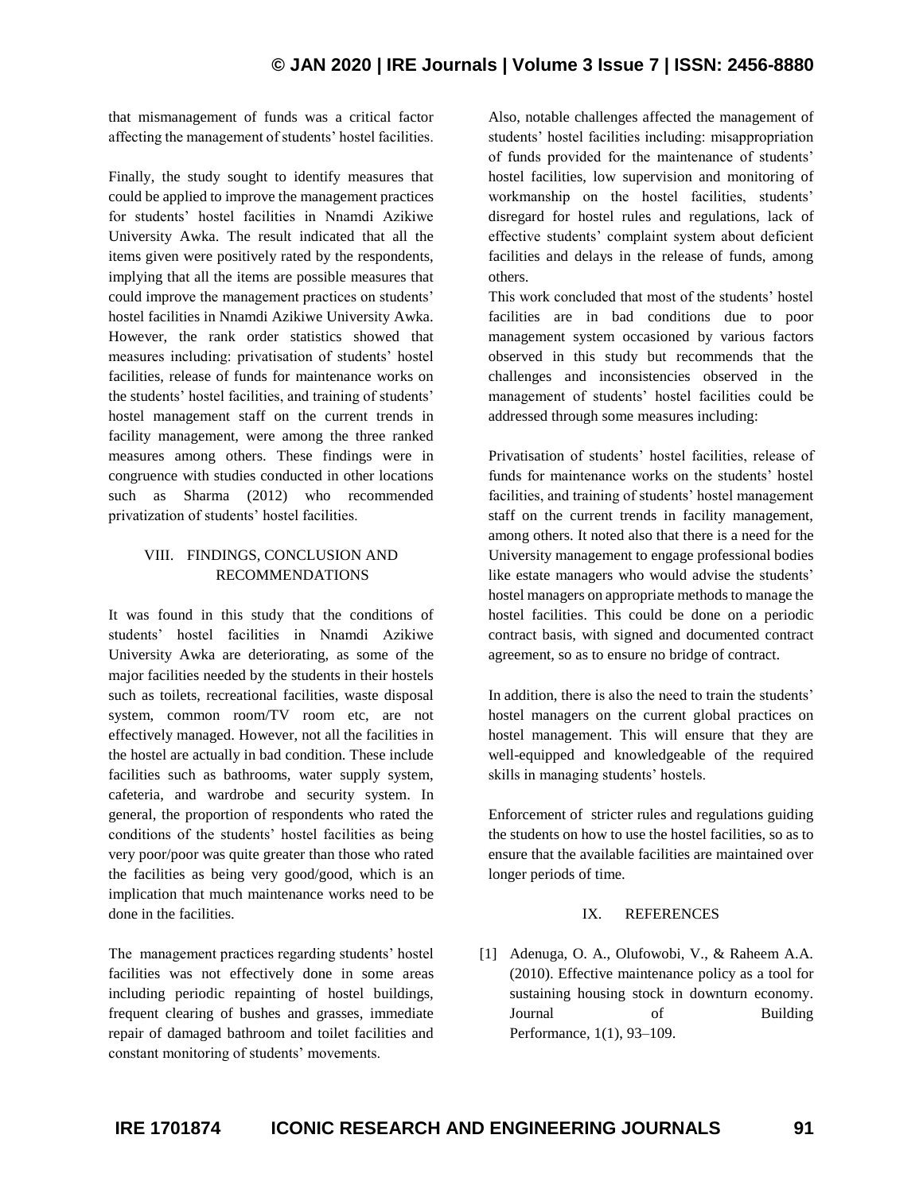that mismanagement of funds was a critical factor affecting the management of students' hostel facilities.

Finally, the study sought to identify measures that could be applied to improve the management practices for students' hostel facilities in Nnamdi Azikiwe University Awka. The result indicated that all the items given were positively rated by the respondents, implying that all the items are possible measures that could improve the management practices on students' hostel facilities in Nnamdi Azikiwe University Awka. However, the rank order statistics showed that measures including: privatisation of students' hostel facilities, release of funds for maintenance works on the students' hostel facilities, and training of students' hostel management staff on the current trends in facility management, were among the three ranked measures among others. These findings were in congruence with studies conducted in other locations such as Sharma (2012) who recommended privatization of students' hostel facilities.

## VIII. FINDINGS, CONCLUSION AND RECOMMENDATIONS

It was found in this study that the conditions of students' hostel facilities in Nnamdi Azikiwe University Awka are deteriorating, as some of the major facilities needed by the students in their hostels such as toilets, recreational facilities, waste disposal system, common room/TV room etc, are not effectively managed. However, not all the facilities in the hostel are actually in bad condition. These include facilities such as bathrooms, water supply system, cafeteria, and wardrobe and security system. In general, the proportion of respondents who rated the conditions of the students' hostel facilities as being very poor/poor was quite greater than those who rated the facilities as being very good/good, which is an implication that much maintenance works need to be done in the facilities.

The management practices regarding students' hostel facilities was not effectively done in some areas including periodic repainting of hostel buildings, frequent clearing of bushes and grasses, immediate repair of damaged bathroom and toilet facilities and constant monitoring of students' movements.

Also, notable challenges affected the management of students' hostel facilities including: misappropriation of funds provided for the maintenance of students' hostel facilities, low supervision and monitoring of workmanship on the hostel facilities, students' disregard for hostel rules and regulations, lack of effective students' complaint system about deficient facilities and delays in the release of funds, among others.

This work concluded that most of the students' hostel facilities are in bad conditions due to poor management system occasioned by various factors observed in this study but recommends that the challenges and inconsistencies observed in the management of students' hostel facilities could be addressed through some measures including:

Privatisation of students' hostel facilities, release of funds for maintenance works on the students' hostel facilities, and training of students' hostel management staff on the current trends in facility management, among others. It noted also that there is a need for the University management to engage professional bodies like estate managers who would advise the students' hostel managers on appropriate methods to manage the hostel facilities. This could be done on a periodic contract basis, with signed and documented contract agreement, so as to ensure no bridge of contract.

In addition, there is also the need to train the students' hostel managers on the current global practices on hostel management. This will ensure that they are well-equipped and knowledgeable of the required skills in managing students' hostels.

Enforcement of stricter rules and regulations guiding the students on how to use the hostel facilities, so as to ensure that the available facilities are maintained over longer periods of time.

## IX. REFERENCES

[1] Adenuga, O. A., Olufowobi, V., & Raheem A.A. (2010). Effective maintenance policy as a tool for sustaining housing stock in downturn economy. Journal of Building Performance, 1(1), 93–109.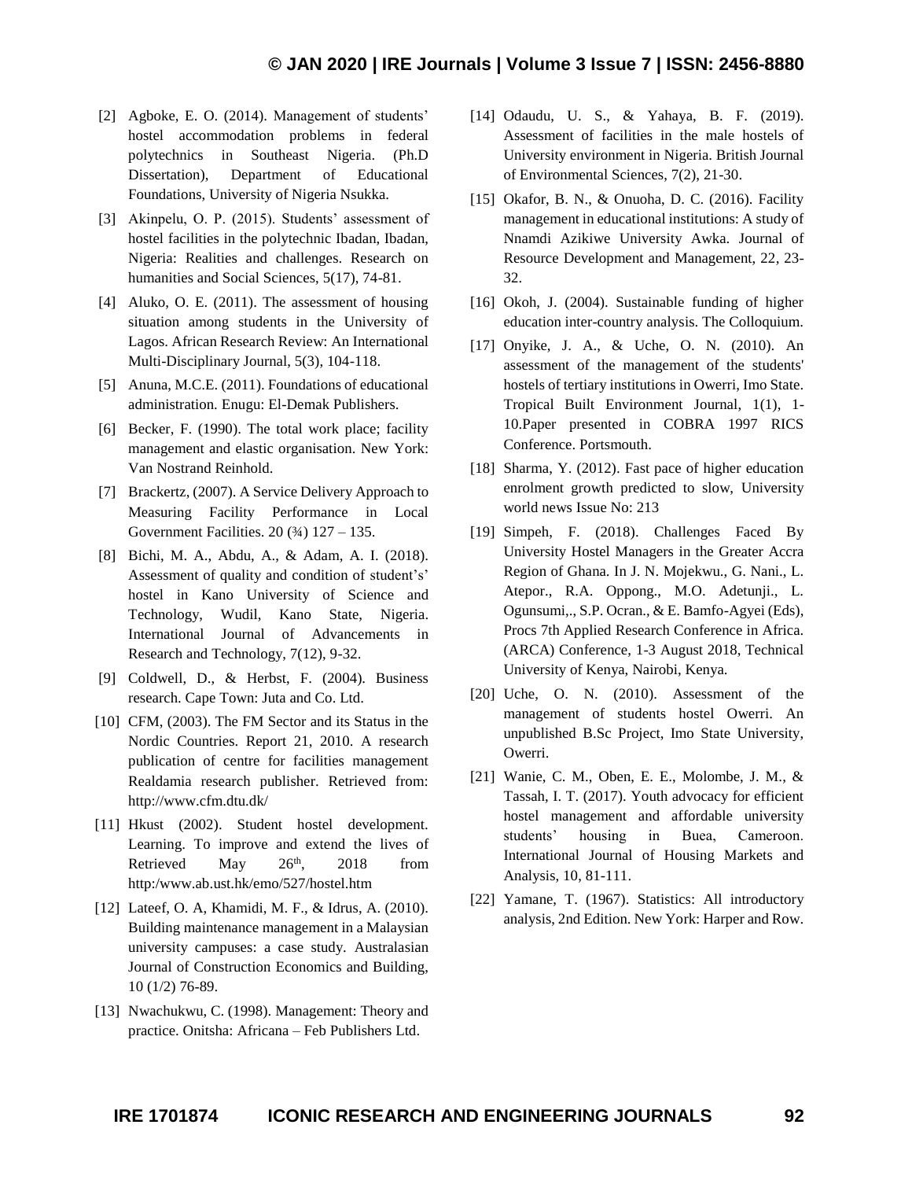[2] Agboke, E. O. (2014). Management of students' hostel accommodation problems in federal polytechnics in Southeast Nigeria. (Ph.D Dissertation), Department of Educational Foundations, University of Nigeria Nsukka.

[3] Akinpelu, O. P. (2015). Students' assessment of hostel facilities in the polytechnic Ibadan, Ibadan, Nigeria: Realities and challenges. Research on humanities and Social Sciences, 5(17), 74-81.

[4] Aluko, O. E. (2011). The assessment of housing situation among students in the University of Lagos. African Research Review: An International Multi-Disciplinary Journal, 5(3), 104-118.

[5] Anuna, M.C.E. (2011). Foundations of educational administration. Enugu: El-Demak Publishers.

[6] Becker, F. (1990). The total work place; facility management and elastic organisation. New York: Van Nostrand Reinhold.

[7] Brackertz, (2007). A Service Delivery Approach to Measuring Facility Performance in Local Government Facilities. 20 (¾) 127 – 135.

[8] Bichi, M. A., Abdu, A., & Adam, A. I. (2018). Assessment of quality and condition of student's' hostel in Kano University of Science and Technology, Wudil, Kano State, Nigeria. International Journal of Advancements in Research and Technology, 7(12), 9-32.

[9] Coldwell, D., & Herbst, F. (2004). Business research. Cape Town: Juta and Co. Ltd.

[10] CFM, (2003). The FM Sector and its Status in the Nordic Countries. Report 21, 2010. A research publication of centre for facilities management Realdamia research publisher. Retrieved from: http://www.cfm.dtu.dk/

[11] Hkust (2002). Student hostel development. Learning. To improve and extend the lives of Retrieved May 26th, 2018 from http:/www.ab.ust.hk/emo/527/hostel.htm

[12] Lateef, O. A, Khamidi, M. F., & Idrus, A. (2010). Building maintenance management in a Malaysian university campuses: a case study. Australasian Journal of Construction Economics and Building, 10 (1/2) 76-89.

[13] Nwachukwu, C. (1998). Management: Theory and practice. Onitsha: Africana – Feb Publishers Ltd.

[14] Odaudu, U. S., & Yahaya, B. F. (2019). Assessment of facilities in the male hostels of University environment in Nigeria. British Journal of Environmental Sciences, 7(2), 21-30.

[15] Okafor, B. N., & Onuoha, D. C. (2016). Facility management in educational institutions: A study of Nnamdi Azikiwe University Awka. Journal of Resource Development and Management, 22, 23-32.

[16] Okoh, J. (2004). Sustainable funding of higher education inter-country analysis. The Colloquium.

[17] Onyike, J. A., & Uche, O. N. (2010). An assessment of the management of the students' hostels of tertiary institutions in Owerri, Imo State. Tropical Built Environment Journal, 1(1), 1-10.Paper presented in COBRA 1997 RICS Conference. Portsmouth.

[18] Sharma, Y. (2012). Fast pace of higher education enrolment growth predicted to slow, University world news Issue No: 213

[19] Simpeh, F. (2018). Challenges Faced By University Hostel Managers in the Greater Accra Region of Ghana. In J. N. Mojekwu., G. Nani., L. Atepor., R.A. Oppong., M.O. Adetunji., L. Ogunsumi,., S.P. Ocran., & E. Bamfo-Agyei (Eds), Procs 7th Applied Research Conference in Africa. (ARCA) Conference, 1-3 August 2018, Technical University of Kenya, Nairobi, Kenya.

[20] Uche, O. N. (2010). Assessment of the management of students hostel Owerri. An unpublished B.Sc Project, Imo State University, Owerri.

[21] Wanie, C. M., Oben, E. E., Molombe, J. M., & Tassah, I. T. (2017). Youth advocacy for efficient hostel management and affordable university students' housing in Buea, Cameroon. International Journal of Housing Markets and Analysis, 10, 81-111.

[22] Yamane, T. (1967). Statistics: All introductory analysis, 2nd Edition. New York: Harper and Row.